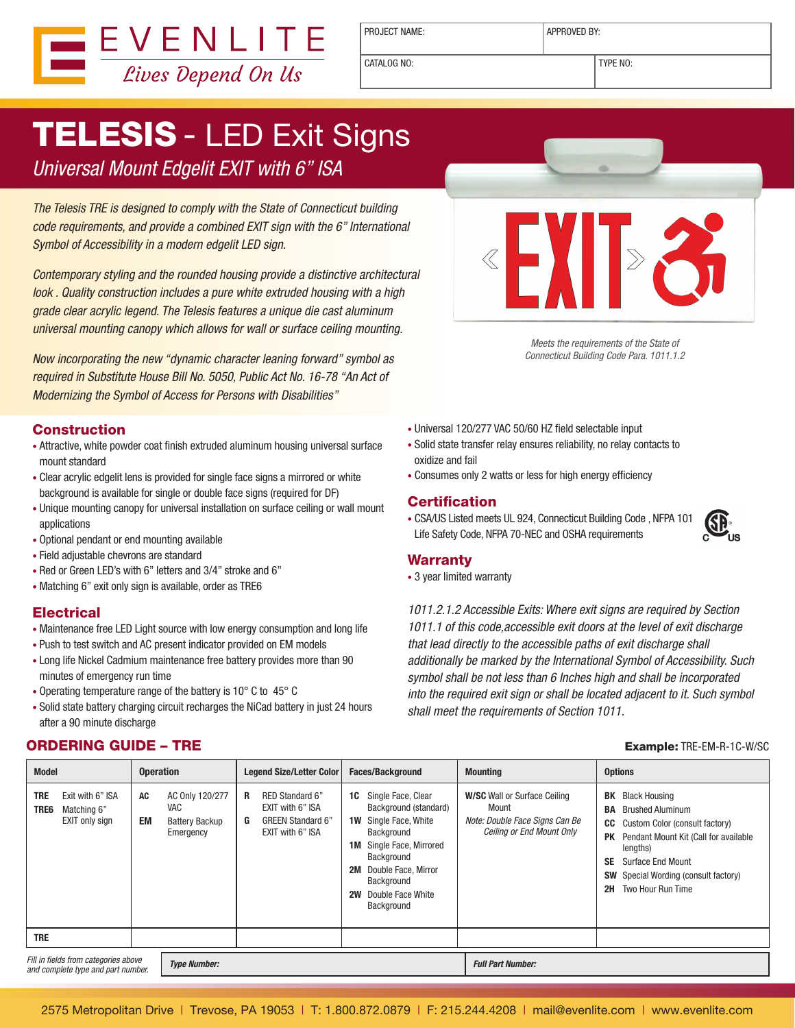EVENLITE
*Lives Depend On Us*

| PROJECT NAME: | APPROVED BY: |
|---|---|
| CATALOG NO: | TYPE NO: |

# TELESIS - LED Exit Signs

*Universal Mount Edgelit EXIT with 6" ISA*

*The Telesis TRE is designed to comply with the State of Connecticut building code requirements, and provide a combined EXIT sign with the 6" International Symbol of Accessibility in a modern edgelit LED sign.*

*Contemporary styling and the rounded housing provide a distinctive architectural look . Quality construction includes a pure white extruded housing with a high grade clear acrylic legend. The Telesis features a unique die cast aluminum universal mounting canopy which allows for wall or surface ceiling mounting.*

*Now incorporating the new "dynamic character leaning forward" symbol as required in Substitute House Bill No. 5050, Public Act No. 16-78 "An Act of Modernizing the Symbol of Access for Persons with Disabilities"*

*Meets the requirements of the State of Connecticut Building Code Para. 1011.1.2*

## Construction

- Attractive, white powder coat finish extruded aluminum housing universal surface mount standard
- Clear acrylic edgelit lens is provided for single face signs a mirrored or white background is available for single or double face signs (required for DF)
- Unique mounting canopy for universal installation on surface ceiling or wall mount applications
- Optional pendant or end mounting available
- Field adjustable chevrons are standard
- Red or Green LED's with 6" letters and 3/4" stroke and 6"
- Matching 6" exit only sign is available, order as TRE6

## Electrical

- Maintenance free LED Light source with low energy consumption and long life
- Push to test switch and AC present indicator provided on EM models
- Long life Nickel Cadmium maintenance free battery provides more than 90 minutes of emergency run time
- Operating temperature range of the battery is 10° C to 45° C
- Solid state battery charging circuit recharges the NiCad battery in just 24 hours after a 90 minute discharge
- Universal 120/277 VAC 50/60 HZ field selectable input
- Solid state transfer relay ensures reliability, no relay contacts to oxidize and fail
- Consumes only 2 watts or less for high energy efficiency

## Certification

- CSA/US Listed meets UL 924, Connecticut Building Code , NFPA 101 Life Safety Code, NFPA 70-NEC and OSHA requirements

## Warranty

- 3 year limited warranty

*1011.2.1.2 Accessible Exits: Where exit signs are required by Section 1011.1 of this code,accessible exit doors at the level of exit discharge that lead directly to the accessible paths of exit discharge shall additionally be marked by the International Symbol of Accessibility. Such symbol shall be not less than 6 Inches high and shall be incorporated into the required exit sign or shall be located adjacent to it. Such symbol shall meet the requirements of Section 1011.*

## ORDERING GUIDE – TRE

**Example:** TRE-EM-R-1C-W/SC

| Model | Operation | Legend Size/Letter Color | Faces/Background | Mounting | Options |
|---|---|---|---|---|---|
| **TRE** Exit with 6" ISA<br>**TRE6** Matching 6" EXIT only sign | **AC** AC Only 120/277 VAC<br>**EM** Battery Backup Emergency | **R** RED Standard 6" EXIT with 6" ISA<br>**G** GREEN Standard 6" EXIT with 6" ISA | **1C** Single Face, Clear Background (standard)<br>**1W** Single Face, White Background<br>**1M** Single Face, Mirrored Background<br>**2M** Double Face, Mirror Background<br>**2W** Double Face White Background | **W/SC** Wall or Surface Ceiling Mount<br>*Note: Double Face Signs Can Be Ceiling or End Mount Only* | **BK** Black Housing<br>**BA** Brushed Aluminum<br>**CC** Custom Color (consult factory)<br>**PK** Pendant Mount Kit (Call for available lengths)<br>**SE** Surface End Mount<br>**SW** Special Wording (consult factory)<br>**2H** Two Hour Run Time |
| **TRE** | | | | | |

*Fill in fields from categories above and complete type and part number.* | ***Type Number:*** | ***Full Part Number:***

2575 Metropolitan Drive | Trevose, PA 19053 | T: 1.800.872.0879 | F: 215.244.4208 | mail@evenlite.com | www.evenlite.com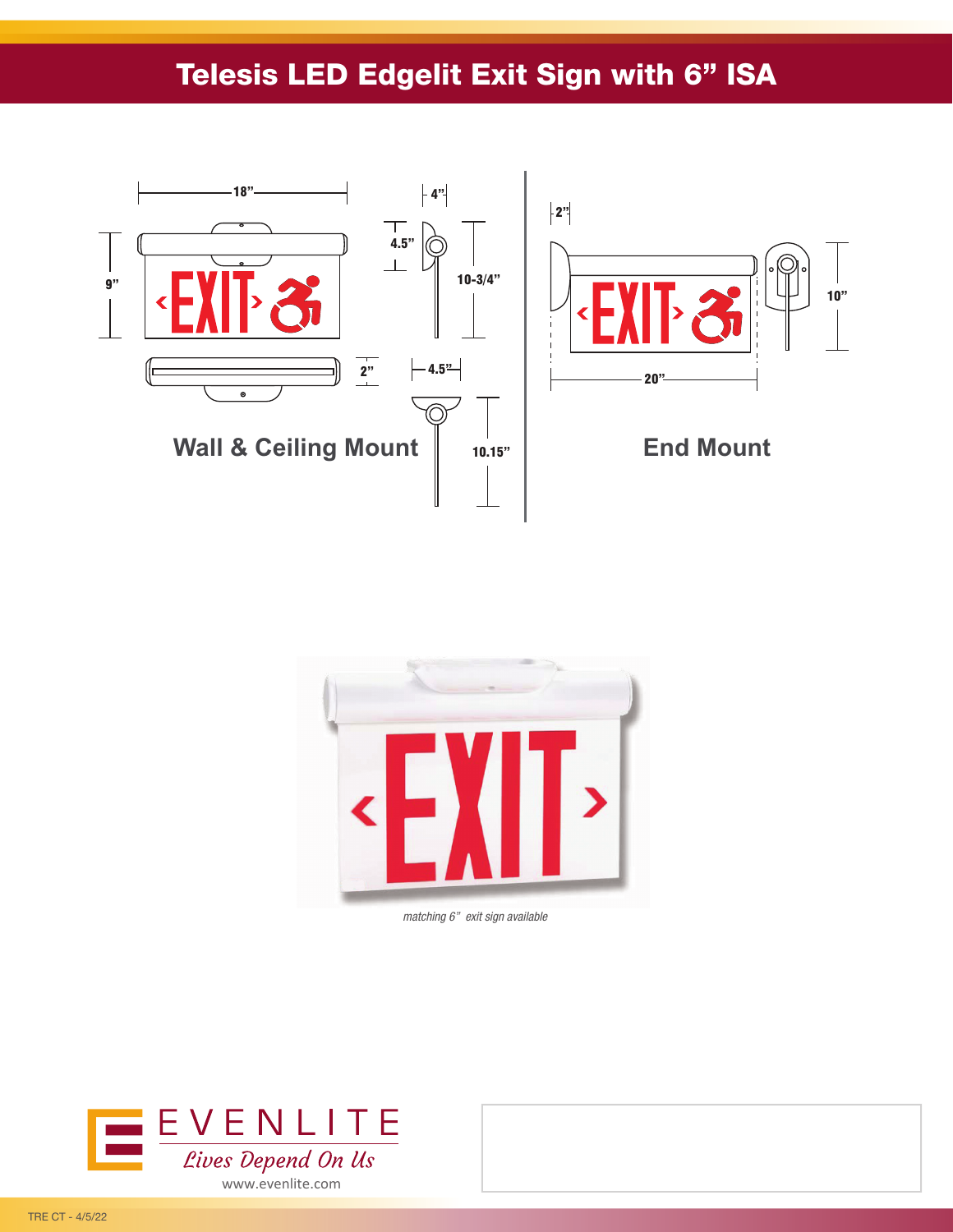# Telesis LED Edgelit Exit Sign with 6" ISA

18"

4"

9"

4.5"

10-3/4"

2"

4.5"

10.15"

Wall & Ceiling Mount

2"

10"

20"

End Mount

*matching 6" exit sign available*

EVENLITE

*Lives Depend On Us*

www.evenlite.com

TRE CT - 4/5/22